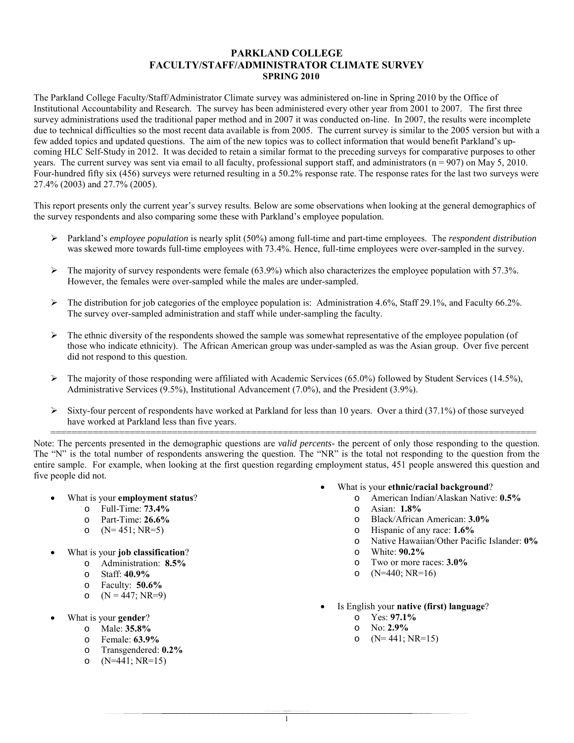# PARKLAND COLLEGE
## FACULTY/STAFF/ADMINISTRATOR CLIMATE SURVEY
### SPRING 2010

The Parkland College Faculty/Staff/Administrator Climate survey was administered on-line in Spring 2010 by the Office of Institutional Accountability and Research. The survey has been administered every other year from 2001 to 2007. The first three survey administrations used the traditional paper method and in 2007 it was conducted on-line. In 2007, the results were incomplete due to technical difficulties so the most recent data available is from 2005. The current survey is similar to the 2005 version but with a few added topics and updated questions. The aim of the new topics was to collect information that would benefit Parkland's upcoming HLC Self-Study in 2012. It was decided to retain a similar format to the preceding surveys for comparative purposes to other years. The current survey was sent via email to all faculty, professional support staff, and administrators (n = 907) on May 5, 2010. Four-hundred fifty six (456) surveys were returned resulting in a 50.2% response rate. The response rates for the last two surveys were 27.4% (2003) and 27.7% (2005).

This report presents only the current year's survey results. Below are some observations when looking at the general demographics of the survey respondents and also comparing some these with Parkland's employee population.

- Parkland's *employee population* is nearly split (50%) among full-time and part-time employees. The *respondent distribution* was skewed more towards full-time employees with 73.4%. Hence, full-time employees were over-sampled in the survey.
- The majority of survey respondents were female (63.9%) which also characterizes the employee population with 57.3%. However, the females were over-sampled while the males are under-sampled.
- The distribution for job categories of the employee population is: Administration 4.6%, Staff 29.1%, and Faculty 66.2%. The survey over-sampled administration and staff while under-sampling the faculty.
- The ethnic diversity of the respondents showed the sample was somewhat representative of the employee population (of those who indicate ethnicity). The African American group was under-sampled as was the Asian group. Over five percent did not respond to this question.
- The majority of those responding were affiliated with Academic Services (65.0%) followed by Student Services (14.5%), Administrative Services (9.5%), Institutional Advancement (7.0%), and the President (3.9%).
- Sixty-four percent of respondents have worked at Parkland for less than 10 years. Over a third (37.1%) of those surveyed have worked at Parkland less than five years.

---

Note: The percents presented in the demographic questions are *valid percents*- the percent of only those responding to the question. The "N" is the total number of respondents answering the question. The "NR" is the total not responding to the question from the entire sample. For example, when looking at the first question regarding employment status, 451 people answered this question and five people did not.

- What is your **employment status**?
  - Full-Time: **73.4%**
  - Part-Time: **26.6%**
  - (N= 451; NR=5)
- What is your **job classification**?
  - Administration: **8.5%**
  - Staff: **40.9%**
  - Faculty: **50.6%**
  - (N = 447; NR=9)
- What is your **gender**?
  - Male: **35.8%**
  - Female: **63.9%**
  - Transgendered: **0.2%**
  - (N=441; NR=15)
- What is your **ethnic/racial background**?
  - American Indian/Alaskan Native: **0.5%**
  - Asian: **1.8%**
  - Black/African American: **3.0%**
  - Hispanic of any race: **1.6%**
  - Native Hawaiian/Other Pacific Islander: **0%**
  - White: **90.2%**
  - Two or more races: **3.0%**
  - (N=440; NR=16)
- Is English your **native (first) language**?
  - Yes: **97.1%**
  - No: **2.9%**
  - (N= 441; NR=15)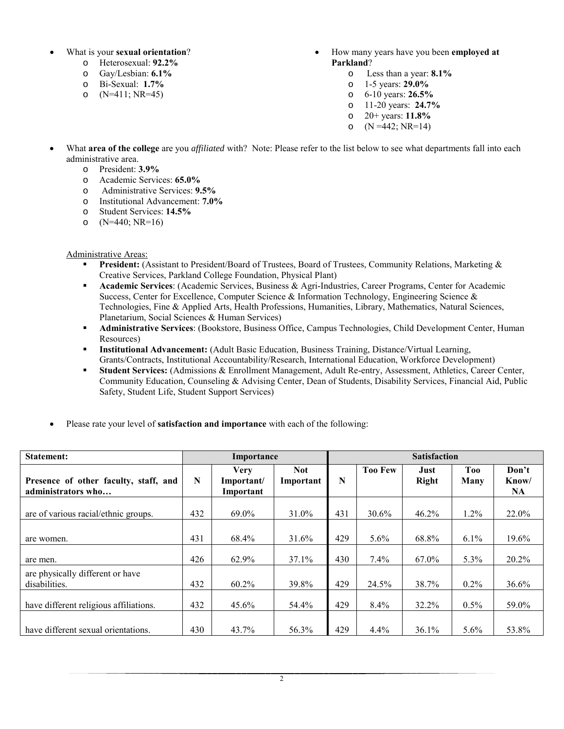- What is your **sexual orientation**?
  - Heterosexual: **92.2%**
  - Gay/Lesbian: **6.1%**
  - Bi-Sexual: **1.7%**
  - (N=411; NR=45)

- How many years have you been **employed at Parkland**?
  - Less than a year: **8.1%**
  - 1-5 years: **29.0%**
  - 6-10 years: **26.5%**
  - 11-20 years: **24.7%**
  - 20+ years: **11.8%**
  - (N =442; NR=14)

- What **area of the college** are you *affiliated* with? Note: Please refer to the list below to see what departments fall into each administrative area.
  - President: **3.9%**
  - Academic Services: **65.0%**
  - Administrative Services: **9.5%**
  - Institutional Advancement: **7.0%**
  - Student Services: **14.5%**
  - (N=440; NR=16)

Administrative Areas:

- **President:** (Assistant to President/Board of Trustees, Board of Trustees, Community Relations, Marketing & Creative Services, Parkland College Foundation, Physical Plant)
- **Academic Services**: (Academic Services, Business & Agri-Industries, Career Programs, Center for Academic Success, Center for Excellence, Computer Science & Information Technology, Engineering Science & Technologies, Fine & Applied Arts, Health Professions, Humanities, Library, Mathematics, Natural Sciences, Planetarium, Social Sciences & Human Services)
- **Administrative Services**: (Bookstore, Business Office, Campus Technologies, Child Development Center, Human Resources)
- **Institutional Advancement:** (Adult Basic Education, Business Training, Distance/Virtual Learning, Grants/Contracts, Institutional Accountability/Research, International Education, Workforce Development)
- **Student Services:** (Admissions & Enrollment Management, Adult Re-entry, Assessment, Athletics, Career Center, Community Education, Counseling & Advising Center, Dean of Students, Disability Services, Financial Aid, Public Safety, Student Life, Student Support Services)

- Please rate your level of **satisfaction and importance** with each of the following:

| **Statement:** | **Importance** | | | **Satisfaction** | | | | |
|---|---|---|---|---|---|---|---|---|
| **Presence of other faculty, staff, and administrators who…** | **N** | **Very Important/ Important** | **Not Important** | **N** | **Too Few** | **Just Right** | **Too Many** | **Don't Know/ NA** |
| are of various racial/ethnic groups. | 432 | 69.0% | 31.0% | 431 | 30.6% | 46.2% | 1.2% | 22.0% |
| are women. | 431 | 68.4% | 31.6% | 429 | 5.6% | 68.8% | 6.1% | 19.6% |
| are men. | 426 | 62.9% | 37.1% | 430 | 7.4% | 67.0% | 5.3% | 20.2% |
| are physically different or have disabilities. | 432 | 60.2% | 39.8% | 429 | 24.5% | 38.7% | 0.2% | 36.6% |
| have different religious affiliations. | 432 | 45.6% | 54.4% | 429 | 8.4% | 32.2% | 0.5% | 59.0% |
| have different sexual orientations. | 430 | 43.7% | 56.3% | 429 | 4.4% | 36.1% | 5.6% | 53.8% |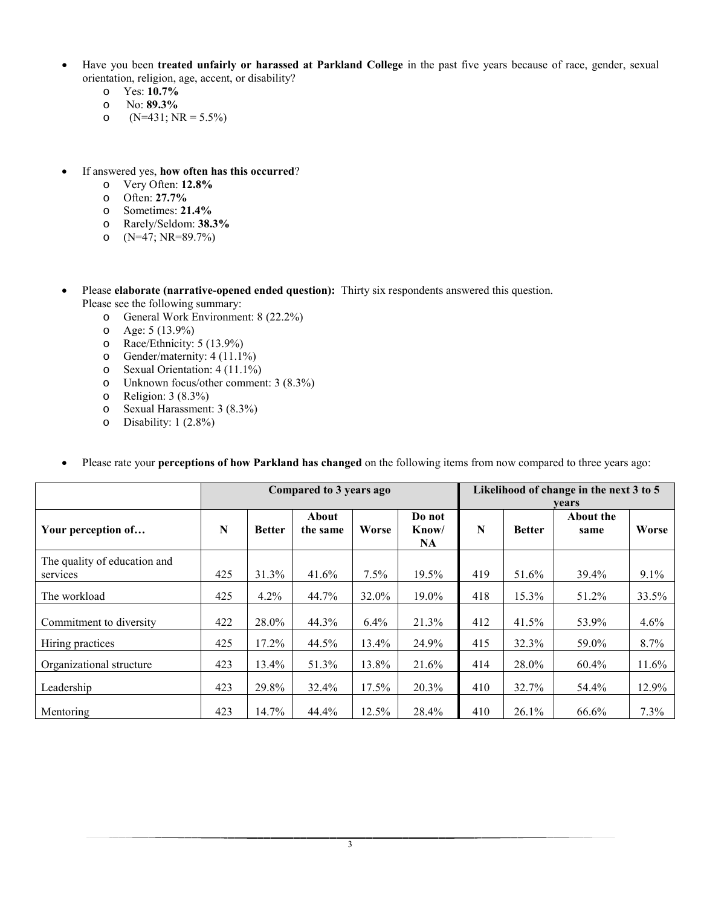- Have you been **treated unfairly or harassed at Parkland College** in the past five years because of race, gender, sexual orientation, religion, age, accent, or disability?
    - Yes: **10.7%**
    - No: **89.3%**
    - (N=431; NR = 5.5%)

- If answered yes, **how often has this occurred**?
    - Very Often: **12.8%**
    - Often: **27.7%**
    - Sometimes: **21.4%**
    - Rarely/Seldom: **38.3%**
    - (N=47; NR=89.7%)

- Please **elaborate (narrative-opened ended question):** Thirty six respondents answered this question. Please see the following summary:
    - General Work Environment: 8 (22.2%)
    - Age: 5 (13.9%)
    - Race/Ethnicity: 5 (13.9%)
    - Gender/maternity: 4 (11.1%)
    - Sexual Orientation: 4 (11.1%)
    - Unknown focus/other comment: 3 (8.3%)
    - Religion: 3 (8.3%)
    - Sexual Harassment: 3 (8.3%)
    - Disability: 1 (2.8%)

- Please rate your **perceptions of how Parkland has changed** on the following items from now compared to three years ago:

| | Compared to 3 years ago | | | | | Likelihood of change in the next 3 to 5 years | | | |
|---|---|---|---|---|---|---|---|---|---|
| **Your perception of…** | **N** | **Better** | **About the same** | **Worse** | **Do not Know/ NA** | **N** | **Better** | **About the same** | **Worse** |
| The quality of education and services | 425 | 31.3% | 41.6% | 7.5% | 19.5% | 419 | 51.6% | 39.4% | 9.1% |
| The workload | 425 | 4.2% | 44.7% | 32.0% | 19.0% | 418 | 15.3% | 51.2% | 33.5% |
| Commitment to diversity | 422 | 28.0% | 44.3% | 6.4% | 21.3% | 412 | 41.5% | 53.9% | 4.6% |
| Hiring practices | 425 | 17.2% | 44.5% | 13.4% | 24.9% | 415 | 32.3% | 59.0% | 8.7% |
| Organizational structure | 423 | 13.4% | 51.3% | 13.8% | 21.6% | 414 | 28.0% | 60.4% | 11.6% |
| Leadership | 423 | 29.8% | 32.4% | 17.5% | 20.3% | 410 | 32.7% | 54.4% | 12.9% |
| Mentoring | 423 | 14.7% | 44.4% | 12.5% | 28.4% | 410 | 26.1% | 66.6% | 7.3% |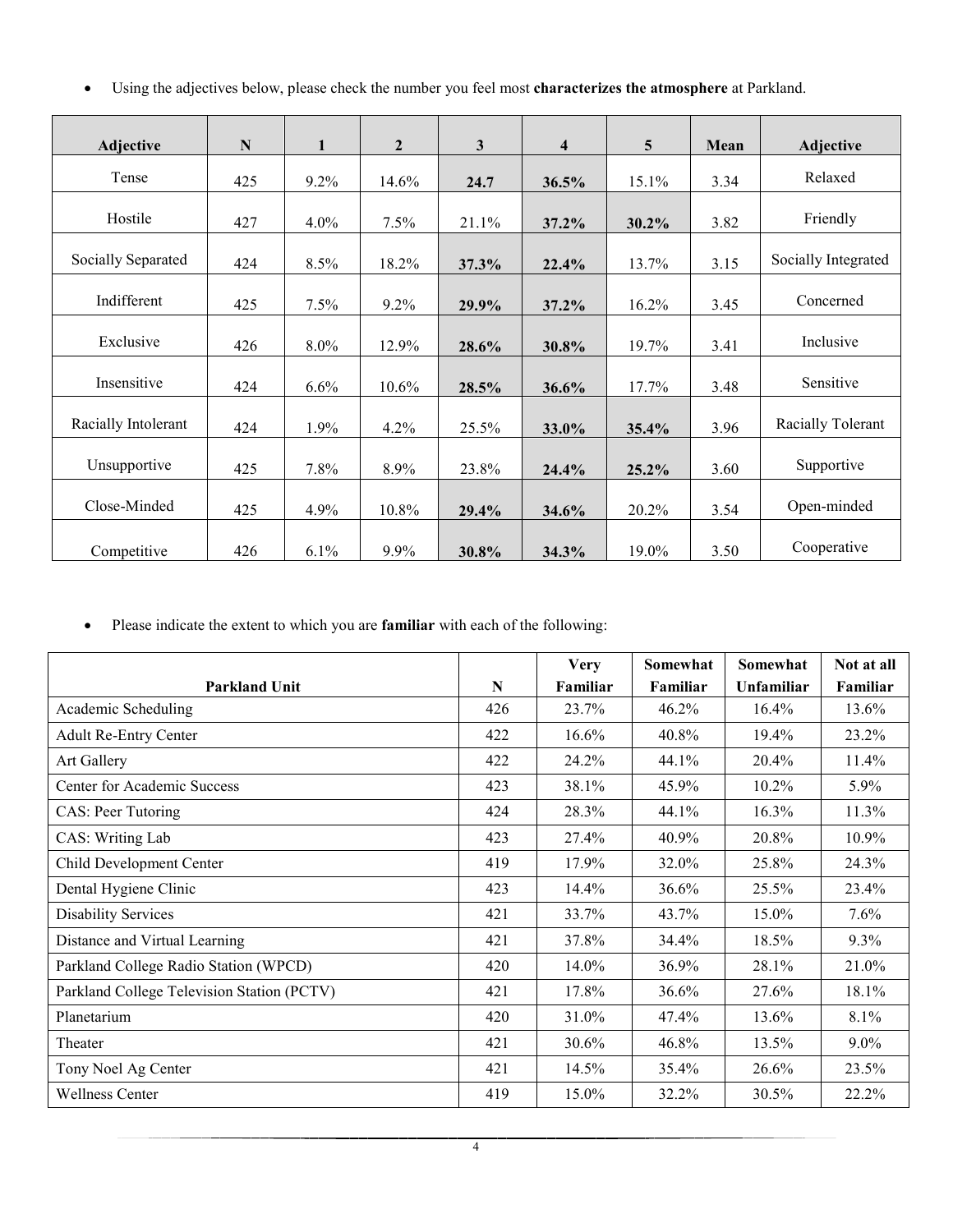- Using the adjectives below, please check the number you feel most **characterizes the atmosphere** at Parkland.

| Adjective | N | 1 | 2 | 3 | 4 | 5 | Mean | Adjective |
|---|---|---|---|---|---|---|---|---|
| Tense | 425 | 9.2% | 14.6% | **24.7** | **36.5%** | 15.1% | 3.34 | Relaxed |
| Hostile | 427 | 4.0% | 7.5% | 21.1% | **37.2%** | **30.2%** | 3.82 | Friendly |
| Socially Separated | 424 | 8.5% | 18.2% | **37.3%** | **22.4%** | 13.7% | 3.15 | Socially Integrated |
| Indifferent | 425 | 7.5% | 9.2% | **29.9%** | **37.2%** | 16.2% | 3.45 | Concerned |
| Exclusive | 426 | 8.0% | 12.9% | **28.6%** | **30.8%** | 19.7% | 3.41 | Inclusive |
| Insensitive | 424 | 6.6% | 10.6% | **28.5%** | **36.6%** | 17.7% | 3.48 | Sensitive |
| Racially Intolerant | 424 | 1.9% | 4.2% | 25.5% | **33.0%** | **35.4%** | 3.96 | Racially Tolerant |
| Unsupportive | 425 | 7.8% | 8.9% | 23.8% | **24.4%** | **25.2%** | 3.60 | Supportive |
| Close-Minded | 425 | 4.9% | 10.8% | **29.4%** | **34.6%** | 20.2% | 3.54 | Open-minded |
| Competitive | 426 | 6.1% | 9.9% | **30.8%** | **34.3%** | 19.0% | 3.50 | Cooperative |

- Please indicate the extent to which you are **familiar** with each of the following:

| Parkland Unit | N | Very Familiar | Somewhat Familiar | Somewhat Unfamiliar | Not at all Familiar |
|---|---|---|---|---|---|
| Academic Scheduling | 426 | 23.7% | 46.2% | 16.4% | 13.6% |
| Adult Re-Entry Center | 422 | 16.6% | 40.8% | 19.4% | 23.2% |
| Art Gallery | 422 | 24.2% | 44.1% | 20.4% | 11.4% |
| Center for Academic Success | 423 | 38.1% | 45.9% | 10.2% | 5.9% |
| CAS: Peer Tutoring | 424 | 28.3% | 44.1% | 16.3% | 11.3% |
| CAS: Writing Lab | 423 | 27.4% | 40.9% | 20.8% | 10.9% |
| Child Development Center | 419 | 17.9% | 32.0% | 25.8% | 24.3% |
| Dental Hygiene Clinic | 423 | 14.4% | 36.6% | 25.5% | 23.4% |
| Disability Services | 421 | 33.7% | 43.7% | 15.0% | 7.6% |
| Distance and Virtual Learning | 421 | 37.8% | 34.4% | 18.5% | 9.3% |
| Parkland College Radio Station (WPCD) | 420 | 14.0% | 36.9% | 28.1% | 21.0% |
| Parkland College Television Station (PCTV) | 421 | 17.8% | 36.6% | 27.6% | 18.1% |
| Planetarium | 420 | 31.0% | 47.4% | 13.6% | 8.1% |
| Theater | 421 | 30.6% | 46.8% | 13.5% | 9.0% |
| Tony Noel Ag Center | 421 | 14.5% | 35.4% | 26.6% | 23.5% |
| Wellness Center | 419 | 15.0% | 32.2% | 30.5% | 22.2% |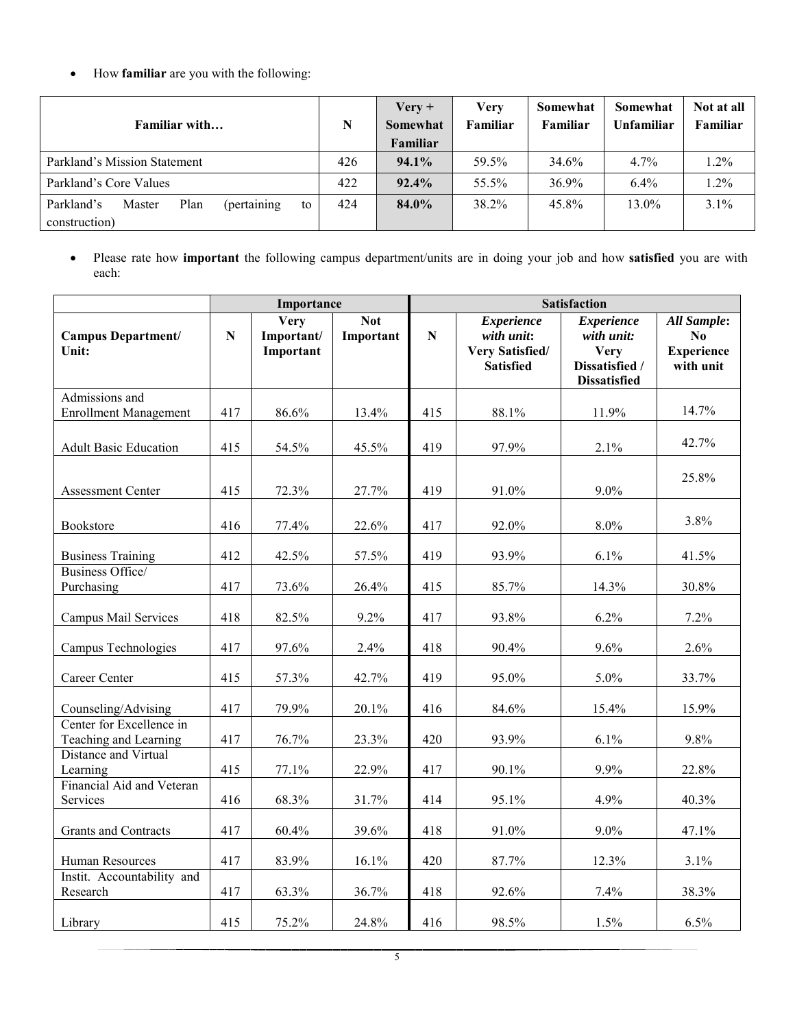- How **familiar** are you with the following:

| Familiar with… | N | Very + Somewhat Familiar | Very Familiar | Somewhat Familiar | Somewhat Unfamiliar | Not at all Familiar |
|---|---|---|---|---|---|---|
| Parkland's Mission Statement | 426 | **94.1%** | 59.5% | 34.6% | 4.7% | 1.2% |
| Parkland's Core Values | 422 | **92.4%** | 55.5% | 36.9% | 6.4% | 1.2% |
| Parkland's Master Plan (pertaining to construction) | 424 | **84.0%** | 38.2% | 45.8% | 13.0% | 3.1% |

- Please rate how **important** the following campus department/units are in doing your job and how **satisfied** you are with each:

| | Importance | | | Satisfaction | | | |
|---|---|---|---|---|---|---|---|
| **Campus Department/ Unit:** | **N** | **Very Important/ Important** | **Not Important** | **N** | ***Experience with unit*: Very Satisfied/ Satisfied** | ***Experience with unit:* Very Dissatisfied / Dissatisfied** | ***All Sample*: No Experience with unit** |
| Admissions and Enrollment Management | 417 | 86.6% | 13.4% | 415 | 88.1% | 11.9% | 14.7% |
| Adult Basic Education | 415 | 54.5% | 45.5% | 419 | 97.9% | 2.1% | 42.7% |
| Assessment Center | 415 | 72.3% | 27.7% | 419 | 91.0% | 9.0% | 25.8% |
| Bookstore | 416 | 77.4% | 22.6% | 417 | 92.0% | 8.0% | 3.8% |
| Business Training | 412 | 42.5% | 57.5% | 419 | 93.9% | 6.1% | 41.5% |
| Business Office/ Purchasing | 417 | 73.6% | 26.4% | 415 | 85.7% | 14.3% | 30.8% |
| Campus Mail Services | 418 | 82.5% | 9.2% | 417 | 93.8% | 6.2% | 7.2% |
| Campus Technologies | 417 | 97.6% | 2.4% | 418 | 90.4% | 9.6% | 2.6% |
| Career Center | 415 | 57.3% | 42.7% | 419 | 95.0% | 5.0% | 33.7% |
| Counseling/Advising | 417 | 79.9% | 20.1% | 416 | 84.6% | 15.4% | 15.9% |
| Center for Excellence in Teaching and Learning | 417 | 76.7% | 23.3% | 420 | 93.9% | 6.1% | 9.8% |
| Distance and Virtual Learning | 415 | 77.1% | 22.9% | 417 | 90.1% | 9.9% | 22.8% |
| Financial Aid and Veteran Services | 416 | 68.3% | 31.7% | 414 | 95.1% | 4.9% | 40.3% |
| Grants and Contracts | 417 | 60.4% | 39.6% | 418 | 91.0% | 9.0% | 47.1% |
| Human Resources | 417 | 83.9% | 16.1% | 420 | 87.7% | 12.3% | 3.1% |
| Instit. Accountability and Research | 417 | 63.3% | 36.7% | 418 | 92.6% | 7.4% | 38.3% |
| Library | 415 | 75.2% | 24.8% | 416 | 98.5% | 1.5% | 6.5% |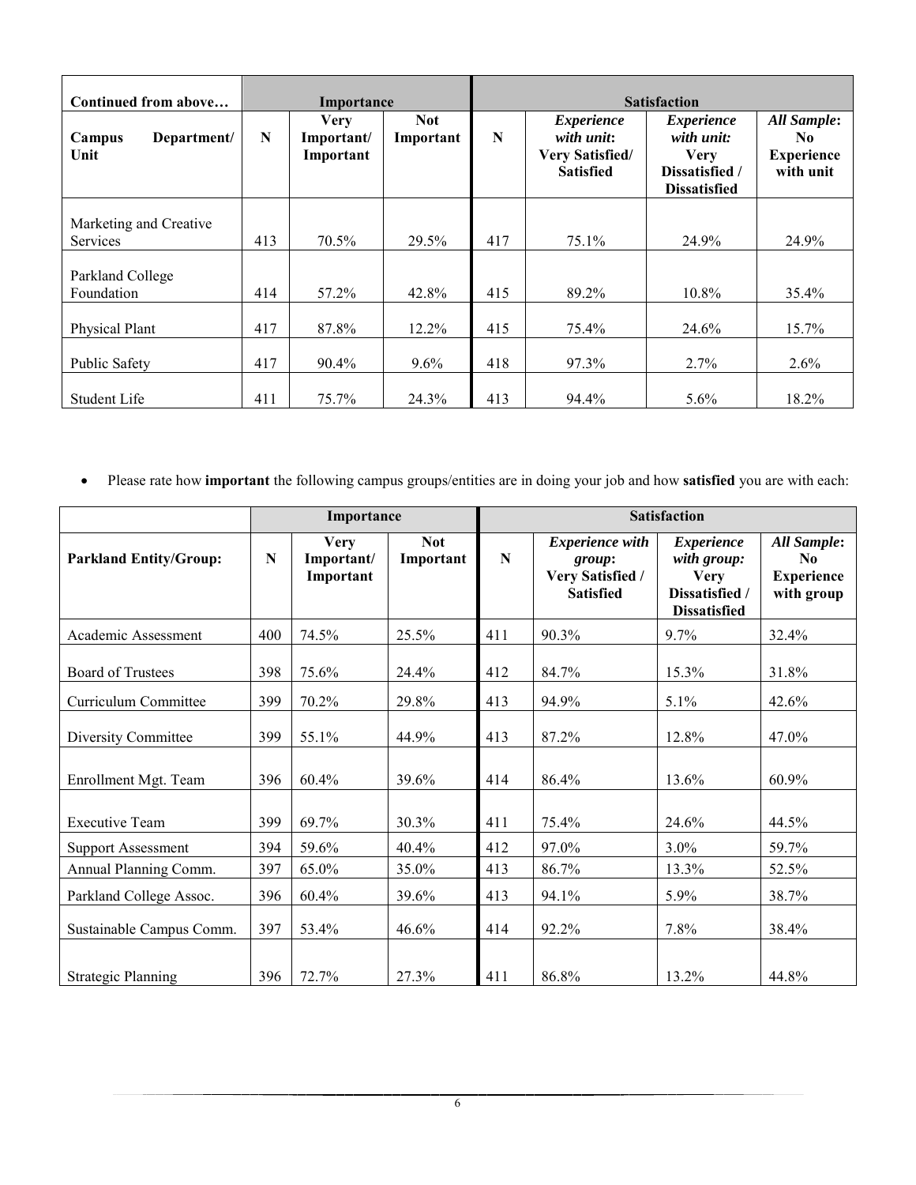| Continued from above… | Importance | | | Satisfaction | | | |
|---|---|---|---|---|---|---|---|
| **Campus Department/ Unit** | **N** | **Very Important/ Important** | **Not Important** | **N** | ***Experience with unit*: Very Satisfied/ Satisfied** | ***Experience with unit:* Very Dissatisfied / Dissatisfied** | ***All Sample*: No Experience with unit** |
| Marketing and Creative Services | 413 | 70.5% | 29.5% | 417 | 75.1% | 24.9% | 24.9% |
| Parkland College Foundation | 414 | 57.2% | 42.8% | 415 | 89.2% | 10.8% | 35.4% |
| Physical Plant | 417 | 87.8% | 12.2% | 415 | 75.4% | 24.6% | 15.7% |
| Public Safety | 417 | 90.4% | 9.6% | 418 | 97.3% | 2.7% | 2.6% |
| Student Life | 411 | 75.7% | 24.3% | 413 | 94.4% | 5.6% | 18.2% |

- Please rate how **important** the following campus groups/entities are in doing your job and how **satisfied** you are with each:

| | Importance | | | Satisfaction | | | |
|---|---|---|---|---|---|---|---|
| **Parkland Entity/Group:** | **N** | **Very Important/ Important** | **Not Important** | **N** | ***Experience with group*: Very Satisfied / Satisfied** | ***Experience with group:* Very Dissatisfied / Dissatisfied** | ***All Sample*: No Experience with group** |
| Academic Assessment | 400 | 74.5% | 25.5% | 411 | 90.3% | 9.7% | 32.4% |
| Board of Trustees | 398 | 75.6% | 24.4% | 412 | 84.7% | 15.3% | 31.8% |
| Curriculum Committee | 399 | 70.2% | 29.8% | 413 | 94.9% | 5.1% | 42.6% |
| Diversity Committee | 399 | 55.1% | 44.9% | 413 | 87.2% | 12.8% | 47.0% |
| Enrollment Mgt. Team | 396 | 60.4% | 39.6% | 414 | 86.4% | 13.6% | 60.9% |
| Executive Team | 399 | 69.7% | 30.3% | 411 | 75.4% | 24.6% | 44.5% |
| Support Assessment | 394 | 59.6% | 40.4% | 412 | 97.0% | 3.0% | 59.7% |
| Annual Planning Comm. | 397 | 65.0% | 35.0% | 413 | 86.7% | 13.3% | 52.5% |
| Parkland College Assoc. | 396 | 60.4% | 39.6% | 413 | 94.1% | 5.9% | 38.7% |
| Sustainable Campus Comm. | 397 | 53.4% | 46.6% | 414 | 92.2% | 7.8% | 38.4% |
| Strategic Planning | 396 | 72.7% | 27.3% | 411 | 86.8% | 13.2% | 44.8% |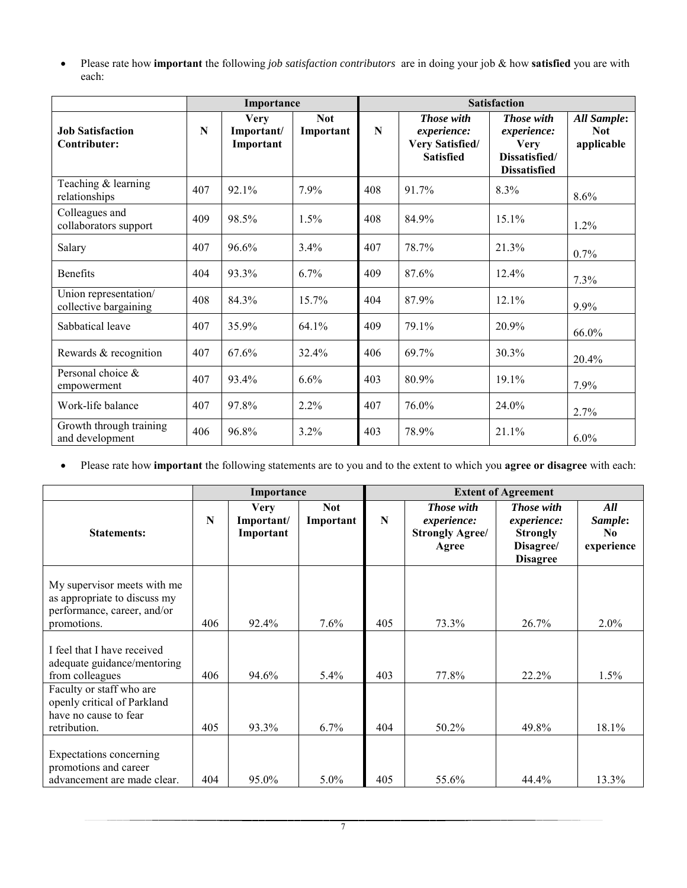- Please rate how **important** the following *job satisfaction contributors* are in doing your job & how **satisfied** you are with each:

| | Importance | | | Satisfaction | | | |
|---|---|---|---|---|---|---|---|
| **Job Satisfaction Contributer:** | **N** | **Very Important/ Important** | **Not Important** | **N** | ***Those with experience:*** **Very Satisfied/ Satisfied** | ***Those with experience:*** **Very Dissatisfied/ Dissatisfied** | ***All Sample*: Not applicable** |
| Teaching & learning relationships | 407 | 92.1% | 7.9% | 408 | 91.7% | 8.3% | 8.6% |
| Colleagues and collaborators support | 409 | 98.5% | 1.5% | 408 | 84.9% | 15.1% | 1.2% |
| Salary | 407 | 96.6% | 3.4% | 407 | 78.7% | 21.3% | 0.7% |
| Benefits | 404 | 93.3% | 6.7% | 409 | 87.6% | 12.4% | 7.3% |
| Union representation/ collective bargaining | 408 | 84.3% | 15.7% | 404 | 87.9% | 12.1% | 9.9% |
| Sabbatical leave | 407 | 35.9% | 64.1% | 409 | 79.1% | 20.9% | 66.0% |
| Rewards & recognition | 407 | 67.6% | 32.4% | 406 | 69.7% | 30.3% | 20.4% |
| Personal choice & empowerment | 407 | 93.4% | 6.6% | 403 | 80.9% | 19.1% | 7.9% |
| Work-life balance | 407 | 97.8% | 2.2% | 407 | 76.0% | 24.0% | 2.7% |
| Growth through training and development | 406 | 96.8% | 3.2% | 403 | 78.9% | 21.1% | 6.0% |

- Please rate how **important** the following statements are to you and to the extent to which you **agree or disagree** with each:

| | Importance | | | Extent of Agreement | | | |
|---|---|---|---|---|---|---|---|
| **Statements:** | **N** | **Very Important/ Important** | **Not Important** | **N** | ***Those with experience:*** **Strongly Agree/ Agree** | ***Those with experience:*** **Strongly Disagree/ Disagree** | ***All Sample*: No experience** |
| My supervisor meets with me as appropriate to discuss my performance, career, and/or promotions. | 406 | 92.4% | 7.6% | 405 | 73.3% | 26.7% | 2.0% |
| I feel that I have received adequate guidance/mentoring from colleagues | 406 | 94.6% | 5.4% | 403 | 77.8% | 22.2% | 1.5% |
| Faculty or staff who are openly critical of Parkland have no cause to fear retribution. | 405 | 93.3% | 6.7% | 404 | 50.2% | 49.8% | 18.1% |
| Expectations concerning promotions and career advancement are made clear. | 404 | 95.0% | 5.0% | 405 | 55.6% | 44.4% | 13.3% |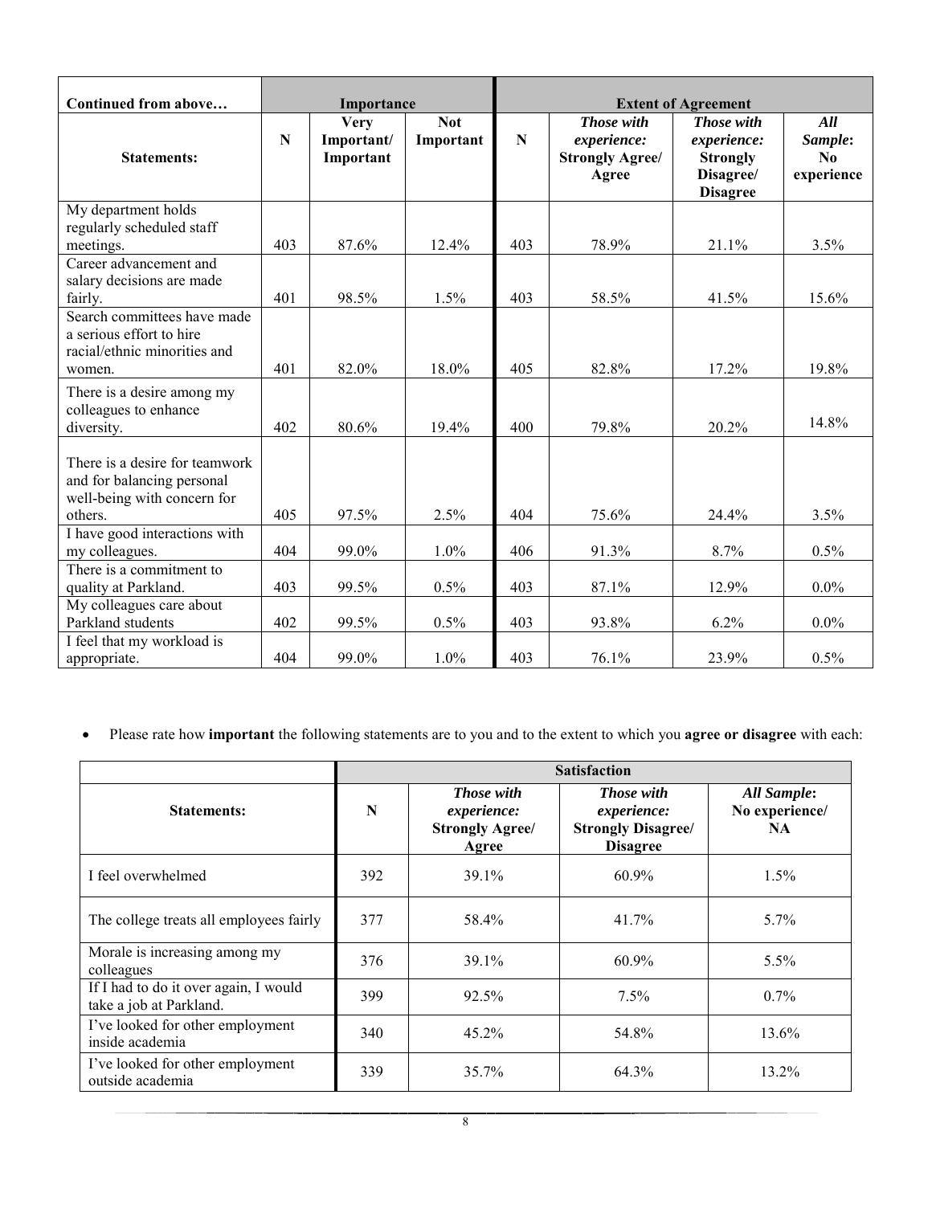| Continued from above… | Importance | | | Extent of Agreement | | | |
|---|---|---|---|---|---|---|---|
| **Statements:** | **N** | **Very Important/ Important** | **Not Important** | **N** | ***Those with experience:* Strongly Agree/ Agree** | ***Those with experience:* Strongly Disagree/ Disagree** | ***All Sample:* No experience** |
| My department holds regularly scheduled staff meetings. | 403 | 87.6% | 12.4% | 403 | 78.9% | 21.1% | 3.5% |
| Career advancement and salary decisions are made fairly. | 401 | 98.5% | 1.5% | 403 | 58.5% | 41.5% | 15.6% |
| Search committees have made a serious effort to hire racial/ethnic minorities and women. | 401 | 82.0% | 18.0% | 405 | 82.8% | 17.2% | 19.8% |
| There is a desire among my colleagues to enhance diversity. | 402 | 80.6% | 19.4% | 400 | 79.8% | 20.2% | 14.8% |
| There is a desire for teamwork and for balancing personal well-being with concern for others. | 405 | 97.5% | 2.5% | 404 | 75.6% | 24.4% | 3.5% |
| I have good interactions with my colleagues. | 404 | 99.0% | 1.0% | 406 | 91.3% | 8.7% | 0.5% |
| There is a commitment to quality at Parkland. | 403 | 99.5% | 0.5% | 403 | 87.1% | 12.9% | 0.0% |
| My colleagues care about Parkland students | 402 | 99.5% | 0.5% | 403 | 93.8% | 6.2% | 0.0% |
| I feel that my workload is appropriate. | 404 | 99.0% | 1.0% | 403 | 76.1% | 23.9% | 0.5% |

- Please rate how **important** the following statements are to you and to the extent to which you **agree or disagree** with each:

| | Satisfaction | | | |
|---|---|---|---|---|
| **Statements:** | **N** | ***Those with experience:* Strongly Agree/ Agree** | ***Those with experience:* Strongly Disagree/ Disagree** | ***All Sample:* No experience/ NA** |
| I feel overwhelmed | 392 | 39.1% | 60.9% | 1.5% |
| The college treats all employees fairly | 377 | 58.4% | 41.7% | 5.7% |
| Morale is increasing among my colleagues | 376 | 39.1% | 60.9% | 5.5% |
| If I had to do it over again, I would take a job at Parkland. | 399 | 92.5% | 7.5% | 0.7% |
| I've looked for other employment inside academia | 340 | 45.2% | 54.8% | 13.6% |
| I've looked for other employment outside academia | 339 | 35.7% | 64.3% | 13.2% |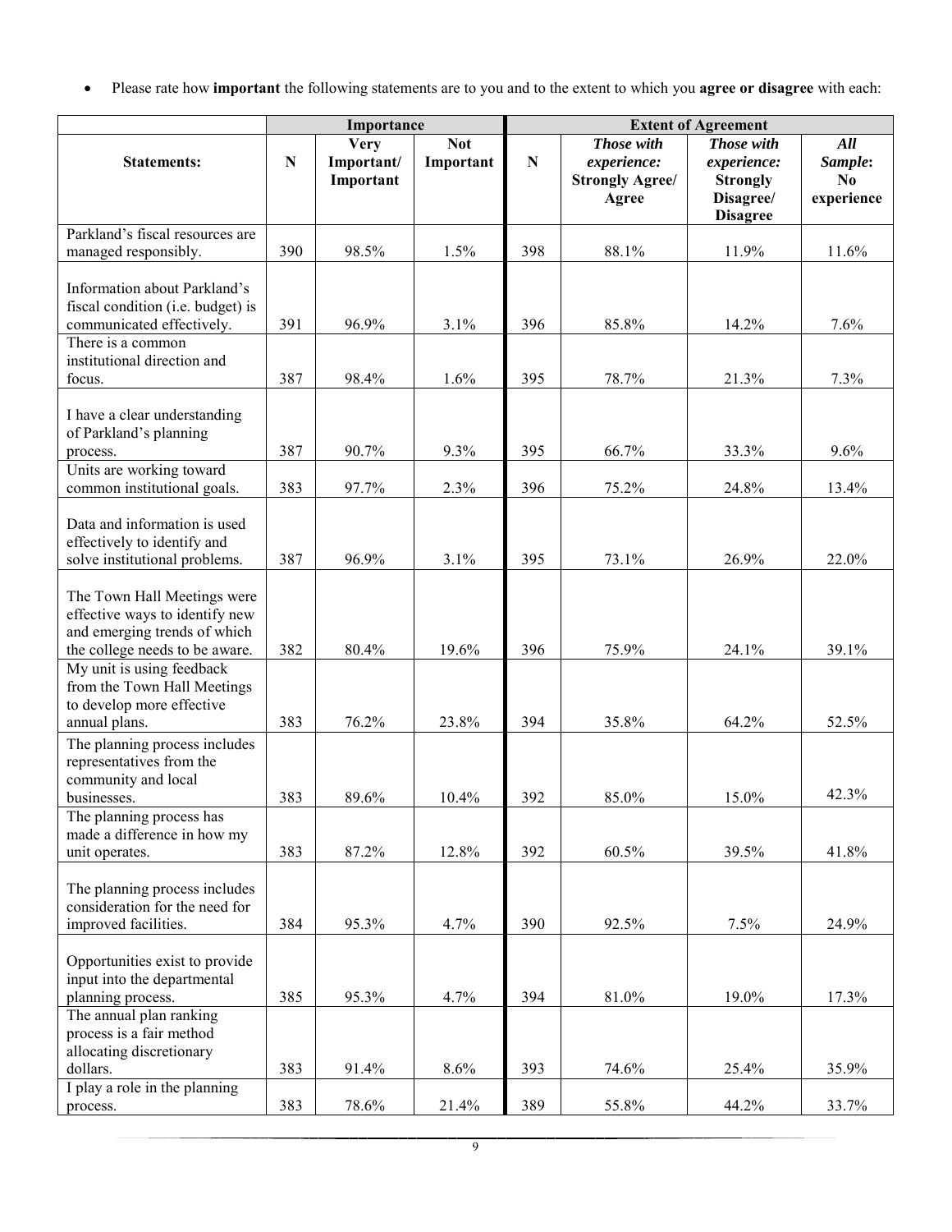- Please rate how **important** the following statements are to you and to the extent to which you **agree or disagree** with each:

| | Importance | | | Extent of Agreement | | | |
|---|---|---|---|---|---|---|---|
| **Statements:** | **N** | **Very Important/ Important** | **Not Important** | **N** | ***Those with experience:* Strongly Agree/ Agree** | ***Those with experience:* Strongly Disagree/ Disagree** | ***All Sample*: No experience** |
| Parkland's fiscal resources are managed responsibly. | 390 | 98.5% | 1.5% | 398 | 88.1% | 11.9% | 11.6% |
| Information about Parkland's fiscal condition (i.e. budget) is communicated effectively. | 391 | 96.9% | 3.1% | 396 | 85.8% | 14.2% | 7.6% |
| There is a common institutional direction and focus. | 387 | 98.4% | 1.6% | 395 | 78.7% | 21.3% | 7.3% |
| I have a clear understanding of Parkland's planning process. | 387 | 90.7% | 9.3% | 395 | 66.7% | 33.3% | 9.6% |
| Units are working toward common institutional goals. | 383 | 97.7% | 2.3% | 396 | 75.2% | 24.8% | 13.4% |
| Data and information is used effectively to identify and solve institutional problems. | 387 | 96.9% | 3.1% | 395 | 73.1% | 26.9% | 22.0% |
| The Town Hall Meetings were effective ways to identify new and emerging trends of which the college needs to be aware. | 382 | 80.4% | 19.6% | 396 | 75.9% | 24.1% | 39.1% |
| My unit is using feedback from the Town Hall Meetings to develop more effective annual plans. | 383 | 76.2% | 23.8% | 394 | 35.8% | 64.2% | 52.5% |
| The planning process includes representatives from the community and local businesses. | 383 | 89.6% | 10.4% | 392 | 85.0% | 15.0% | 42.3% |
| The planning process has made a difference in how my unit operates. | 383 | 87.2% | 12.8% | 392 | 60.5% | 39.5% | 41.8% |
| The planning process includes consideration for the need for improved facilities. | 384 | 95.3% | 4.7% | 390 | 92.5% | 7.5% | 24.9% |
| Opportunities exist to provide input into the departmental planning process. | 385 | 95.3% | 4.7% | 394 | 81.0% | 19.0% | 17.3% |
| The annual plan ranking process is a fair method allocating discretionary dollars. | 383 | 91.4% | 8.6% | 393 | 74.6% | 25.4% | 35.9% |
| I play a role in the planning process. | 383 | 78.6% | 21.4% | 389 | 55.8% | 44.2% | 33.7% |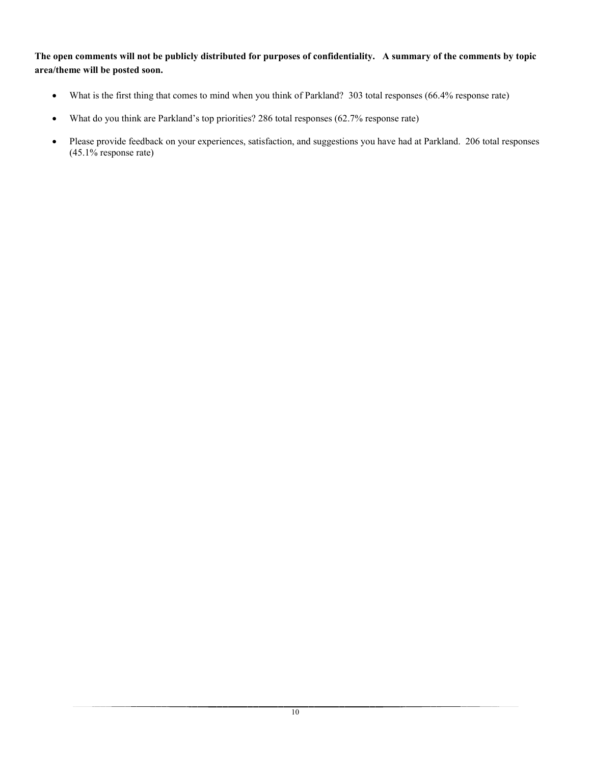**The open comments will not be publicly distributed for purposes of confidentiality. A summary of the comments by topic area/theme will be posted soon.**

- What is the first thing that comes to mind when you think of Parkland? 303 total responses (66.4% response rate)
- What do you think are Parkland's top priorities? 286 total responses (62.7% response rate)
- Please provide feedback on your experiences, satisfaction, and suggestions you have had at Parkland. 206 total responses (45.1% response rate)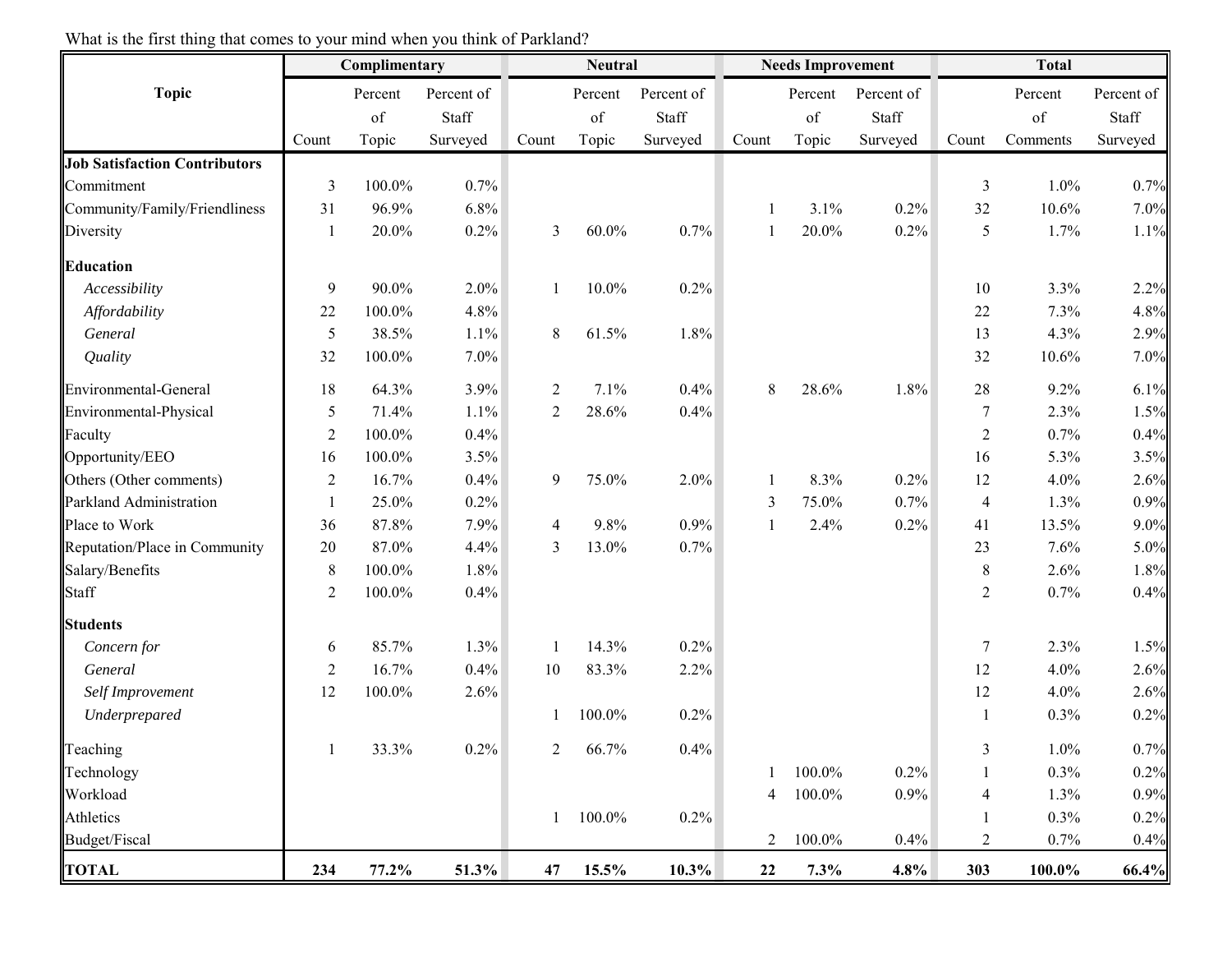What is the first thing that comes to your mind when you think of Parkland?

| Topic | Complimentary | | | Neutral | | | Needs Improvement | | | Total | | |
|---|---|---|---|---|---|---|---|---|---|---|---|---|
| | Count | Percent of Topic | Percent of Staff Surveyed | Count | Percent of Topic | Percent of Staff Surveyed | Count | Percent of Topic | Percent of Staff Surveyed | Count | Percent of Comments | Percent of Staff Surveyed |
| **Job Satisfaction Contributors** | | | | | | | | | | | | |
| Commitment | 3 | 100.0% | 0.7% | | | | | | | 3 | 1.0% | 0.7% |
| Community/Family/Friendliness | 31 | 96.9% | 6.8% | | | | 1 | 3.1% | 0.2% | 32 | 10.6% | 7.0% |
| Diversity | 1 | 20.0% | 0.2% | 3 | 60.0% | 0.7% | 1 | 20.0% | 0.2% | 5 | 1.7% | 1.1% |
| **Education** | | | | | | | | | | | | |
| *Accessibility* | 9 | 90.0% | 2.0% | 1 | 10.0% | 0.2% | | | | 10 | 3.3% | 2.2% |
| *Affordability* | 22 | 100.0% | 4.8% | | | | | | | 22 | 7.3% | 4.8% |
| *General* | 5 | 38.5% | 1.1% | 8 | 61.5% | 1.8% | | | | 13 | 4.3% | 2.9% |
| *Quality* | 32 | 100.0% | 7.0% | | | | | | | 32 | 10.6% | 7.0% |
| Environmental-General | 18 | 64.3% | 3.9% | 2 | 7.1% | 0.4% | 8 | 28.6% | 1.8% | 28 | 9.2% | 6.1% |
| Environmental-Physical | 5 | 71.4% | 1.1% | 2 | 28.6% | 0.4% | | | | 7 | 2.3% | 1.5% |
| Faculty | 2 | 100.0% | 0.4% | | | | | | | 2 | 0.7% | 0.4% |
| Opportunity/EEO | 16 | 100.0% | 3.5% | | | | | | | 16 | 5.3% | 3.5% |
| Others (Other comments) | 2 | 16.7% | 0.4% | 9 | 75.0% | 2.0% | 1 | 8.3% | 0.2% | 12 | 4.0% | 2.6% |
| Parkland Administration | 1 | 25.0% | 0.2% | | | | 3 | 75.0% | 0.7% | 4 | 1.3% | 0.9% |
| Place to Work | 36 | 87.8% | 7.9% | 4 | 9.8% | 0.9% | 1 | 2.4% | 0.2% | 41 | 13.5% | 9.0% |
| Reputation/Place in Community | 20 | 87.0% | 4.4% | 3 | 13.0% | 0.7% | | | | 23 | 7.6% | 5.0% |
| Salary/Benefits | 8 | 100.0% | 1.8% | | | | | | | 8 | 2.6% | 1.8% |
| Staff | 2 | 100.0% | 0.4% | | | | | | | 2 | 0.7% | 0.4% |
| **Students** | | | | | | | | | | | | |
| *Concern for* | 6 | 85.7% | 1.3% | 1 | 14.3% | 0.2% | | | | 7 | 2.3% | 1.5% |
| *General* | 2 | 16.7% | 0.4% | 10 | 83.3% | 2.2% | | | | 12 | 4.0% | 2.6% |
| *Self Improvement* | 12 | 100.0% | 2.6% | | | | | | | 12 | 4.0% | 2.6% |
| *Underprepared* | | | | 1 | 100.0% | 0.2% | | | | 1 | 0.3% | 0.2% |
| Teaching | 1 | 33.3% | 0.2% | 2 | 66.7% | 0.4% | | | | 3 | 1.0% | 0.7% |
| Technology | | | | | | | 1 | 100.0% | 0.2% | 1 | 0.3% | 0.2% |
| Workload | | | | | | | 4 | 100.0% | 0.9% | 4 | 1.3% | 0.9% |
| Athletics | | | | 1 | 100.0% | 0.2% | | | | 1 | 0.3% | 0.2% |
| Budget/Fiscal | | | | | | | 2 | 100.0% | 0.4% | 2 | 0.7% | 0.4% |
| **TOTAL** | **234** | **77.2%** | **51.3%** | **47** | **15.5%** | **10.3%** | **22** | **7.3%** | **4.8%** | **303** | **100.0%** | **66.4%** |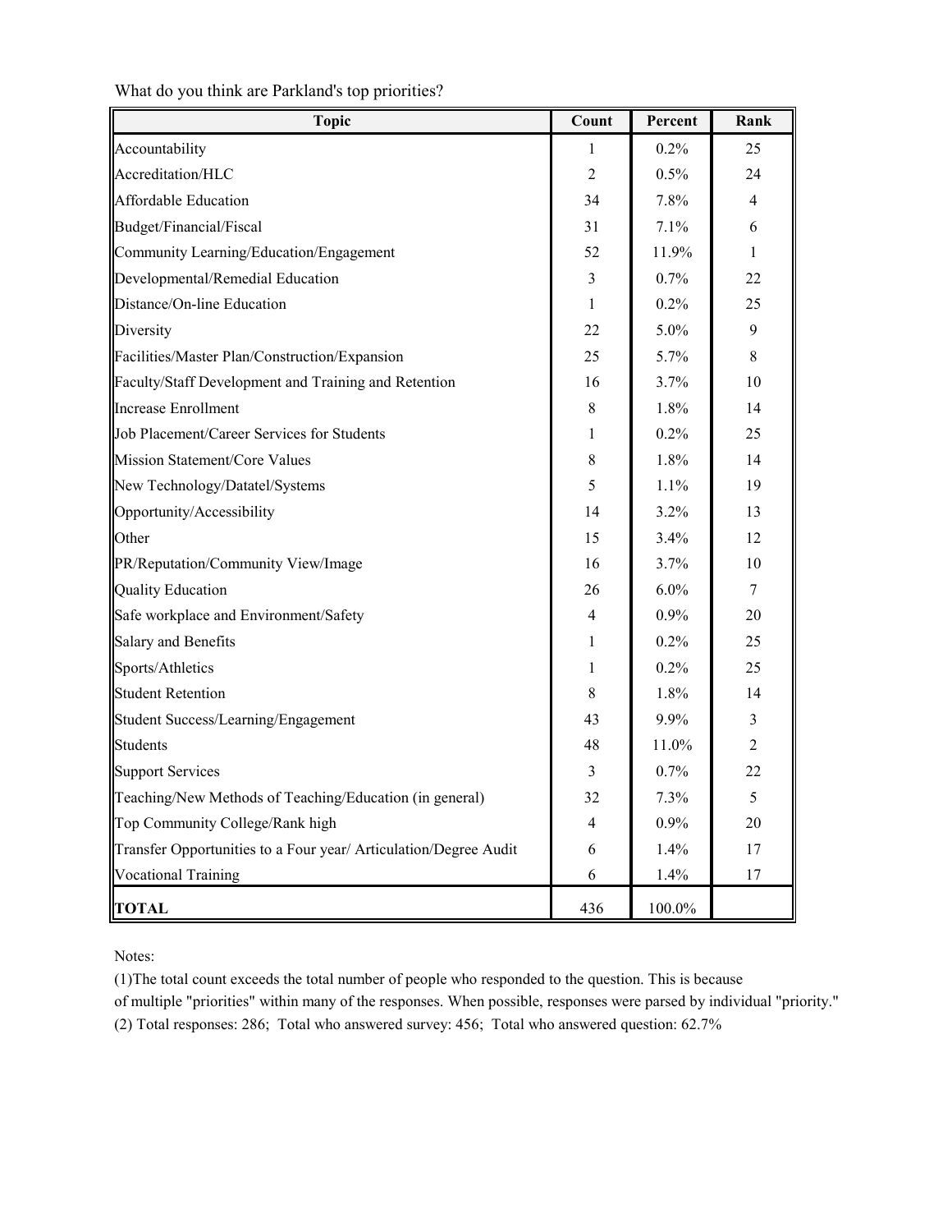What do you think are Parkland's top priorities?

| Topic | Count | Percent | Rank |
|---|---|---|---|
| Accountability | 1 | 0.2% | 25 |
| Accreditation/HLC | 2 | 0.5% | 24 |
| Affordable Education | 34 | 7.8% | 4 |
| Budget/Financial/Fiscal | 31 | 7.1% | 6 |
| Community Learning/Education/Engagement | 52 | 11.9% | 1 |
| Developmental/Remedial Education | 3 | 0.7% | 22 |
| Distance/On-line Education | 1 | 0.2% | 25 |
| Diversity | 22 | 5.0% | 9 |
| Facilities/Master Plan/Construction/Expansion | 25 | 5.7% | 8 |
| Faculty/Staff Development and Training and Retention | 16 | 3.7% | 10 |
| Increase Enrollment | 8 | 1.8% | 14 |
| Job Placement/Career Services for Students | 1 | 0.2% | 25 |
| Mission Statement/Core Values | 8 | 1.8% | 14 |
| New Technology/Datatel/Systems | 5 | 1.1% | 19 |
| Opportunity/Accessibility | 14 | 3.2% | 13 |
| Other | 15 | 3.4% | 12 |
| PR/Reputation/Community View/Image | 16 | 3.7% | 10 |
| Quality Education | 26 | 6.0% | 7 |
| Safe workplace and Environment/Safety | 4 | 0.9% | 20 |
| Salary and Benefits | 1 | 0.2% | 25 |
| Sports/Athletics | 1 | 0.2% | 25 |
| Student Retention | 8 | 1.8% | 14 |
| Student Success/Learning/Engagement | 43 | 9.9% | 3 |
| Students | 48 | 11.0% | 2 |
| Support Services | 3 | 0.7% | 22 |
| Teaching/New Methods of Teaching/Education (in general) | 32 | 7.3% | 5 |
| Top Community College/Rank high | 4 | 0.9% | 20 |
| Transfer Opportunities to a Four year/ Articulation/Degree Audit | 6 | 1.4% | 17 |
| Vocational Training | 6 | 1.4% | 17 |
| **TOTAL** | 436 | 100.0% | |

Notes:

(1)The total count exceeds the total number of people who responded to the question. This is because of multiple "priorities" within many of the responses. When possible, responses were parsed by individual "priority."

(2) Total responses: 286; Total who answered survey: 456; Total who answered question: 62.7%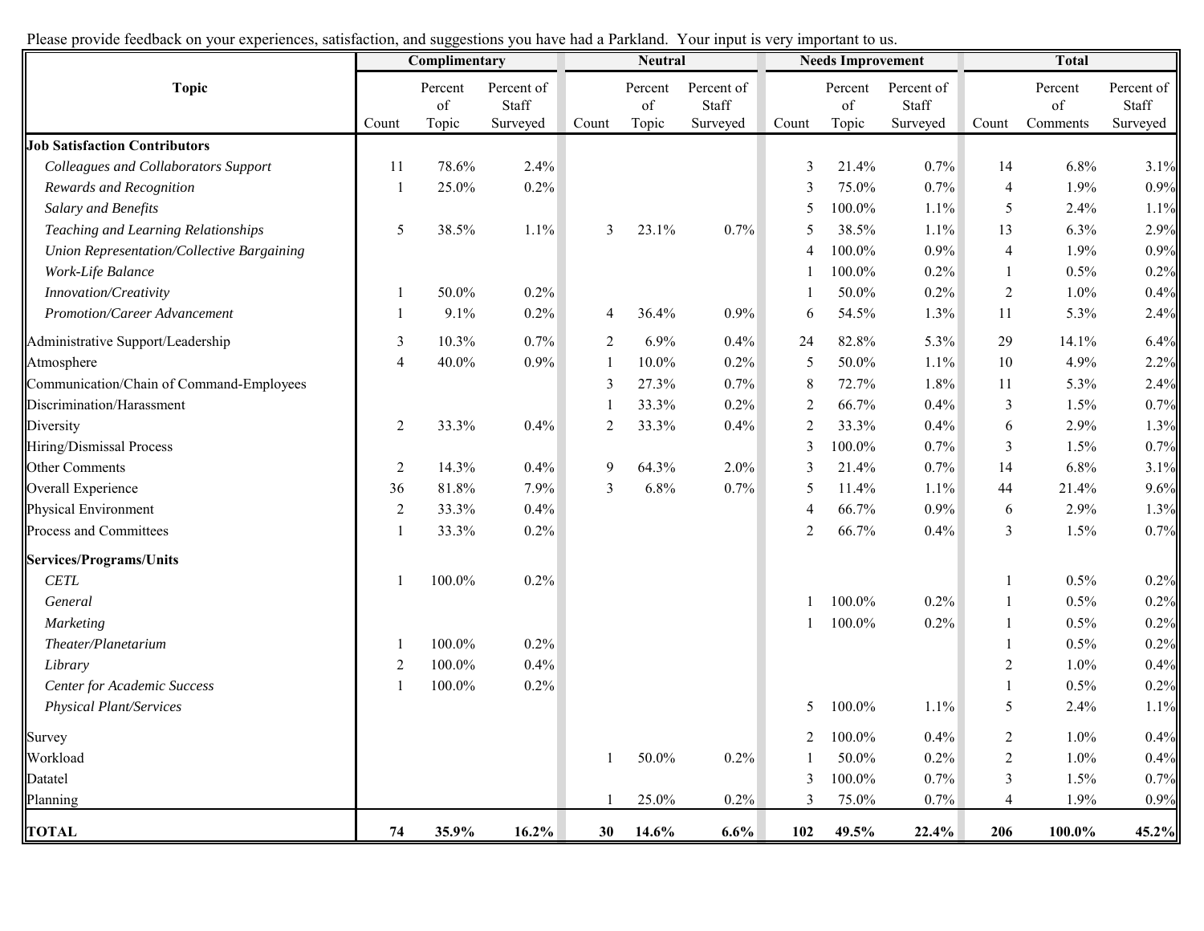Please provide feedback on your experiences, satisfaction, and suggestions you have had a Parkland. Your input is very important to us.

| Topic | Complimentary | | | Neutral | | | Needs Improvement | | | Total | | |
|---|---|---|---|---|---|---|---|---|---|---|---|---|
| | Count | Percent of Topic | Percent of Staff Surveyed | Count | Percent of Topic | Percent of Staff Surveyed | Count | Percent of Topic | Percent of Staff Surveyed | Count | Percent of Comments | Percent of Staff Surveyed |
| **Job Satisfaction Contributors** | | | | | | | | | | | | |
| *Colleagues and Collaborators Support* | 11 | 78.6% | 2.4% | | | | 3 | 21.4% | 0.7% | 14 | 6.8% | 3.1% |
| *Rewards and Recognition* | 1 | 25.0% | 0.2% | | | | 3 | 75.0% | 0.7% | 4 | 1.9% | 0.9% |
| *Salary and Benefits* | | | | | | | 5 | 100.0% | 1.1% | 5 | 2.4% | 1.1% |
| *Teaching and Learning Relationships* | 5 | 38.5% | 1.1% | 3 | 23.1% | 0.7% | 5 | 38.5% | 1.1% | 13 | 6.3% | 2.9% |
| *Union Representation/Collective Bargaining* | | | | | | | 4 | 100.0% | 0.9% | 4 | 1.9% | 0.9% |
| *Work-Life Balance* | | | | | | | 1 | 100.0% | 0.2% | 1 | 0.5% | 0.2% |
| *Innovation/Creativity* | 1 | 50.0% | 0.2% | | | | 1 | 50.0% | 0.2% | 2 | 1.0% | 0.4% |
| *Promotion/Career Advancement* | 1 | 9.1% | 0.2% | 4 | 36.4% | 0.9% | 6 | 54.5% | 1.3% | 11 | 5.3% | 2.4% |
| Administrative Support/Leadership | 3 | 10.3% | 0.7% | 2 | 6.9% | 0.4% | 24 | 82.8% | 5.3% | 29 | 14.1% | 6.4% |
| Atmosphere | 4 | 40.0% | 0.9% | 1 | 10.0% | 0.2% | 5 | 50.0% | 1.1% | 10 | 4.9% | 2.2% |
| Communication/Chain of Command-Employees | | | | 3 | 27.3% | 0.7% | 8 | 72.7% | 1.8% | 11 | 5.3% | 2.4% |
| Discrimination/Harassment | | | | 1 | 33.3% | 0.2% | 2 | 66.7% | 0.4% | 3 | 1.5% | 0.7% |
| Diversity | 2 | 33.3% | 0.4% | 2 | 33.3% | 0.4% | 2 | 33.3% | 0.4% | 6 | 2.9% | 1.3% |
| Hiring/Dismissal Process | | | | | | | 3 | 100.0% | 0.7% | 3 | 1.5% | 0.7% |
| Other Comments | 2 | 14.3% | 0.4% | 9 | 64.3% | 2.0% | 3 | 21.4% | 0.7% | 14 | 6.8% | 3.1% |
| Overall Experience | 36 | 81.8% | 7.9% | 3 | 6.8% | 0.7% | 5 | 11.4% | 1.1% | 44 | 21.4% | 9.6% |
| Physical Environment | 2 | 33.3% | 0.4% | | | | 4 | 66.7% | 0.9% | 6 | 2.9% | 1.3% |
| Process and Committees | 1 | 33.3% | 0.2% | | | | 2 | 66.7% | 0.4% | 3 | 1.5% | 0.7% |
| **Services/Programs/Units** | | | | | | | | | | | | |
| *CETL* | 1 | 100.0% | 0.2% | | | | | | | 1 | 0.5% | 0.2% |
| *General* | | | | | | | 1 | 100.0% | 0.2% | 1 | 0.5% | 0.2% |
| *Marketing* | | | | | | | 1 | 100.0% | 0.2% | 1 | 0.5% | 0.2% |
| *Theater/Planetarium* | 1 | 100.0% | 0.2% | | | | | | | 1 | 0.5% | 0.2% |
| *Library* | 2 | 100.0% | 0.4% | | | | | | | 2 | 1.0% | 0.4% |
| *Center for Academic Success* | 1 | 100.0% | 0.2% | | | | | | | 1 | 0.5% | 0.2% |
| *Physical Plant/Services* | | | | | | | 5 | 100.0% | 1.1% | 5 | 2.4% | 1.1% |
| Survey | | | | | | | 2 | 100.0% | 0.4% | 2 | 1.0% | 0.4% |
| Workload | | | | 1 | 50.0% | 0.2% | 1 | 50.0% | 0.2% | 2 | 1.0% | 0.4% |
| Datatel | | | | | | | 3 | 100.0% | 0.7% | 3 | 1.5% | 0.7% |
| Planning | | | | 1 | 25.0% | 0.2% | 3 | 75.0% | 0.7% | 4 | 1.9% | 0.9% |
| **TOTAL** | **74** | **35.9%** | **16.2%** | **30** | **14.6%** | **6.6%** | **102** | **49.5%** | **22.4%** | **206** | **100.0%** | **45.2%** |